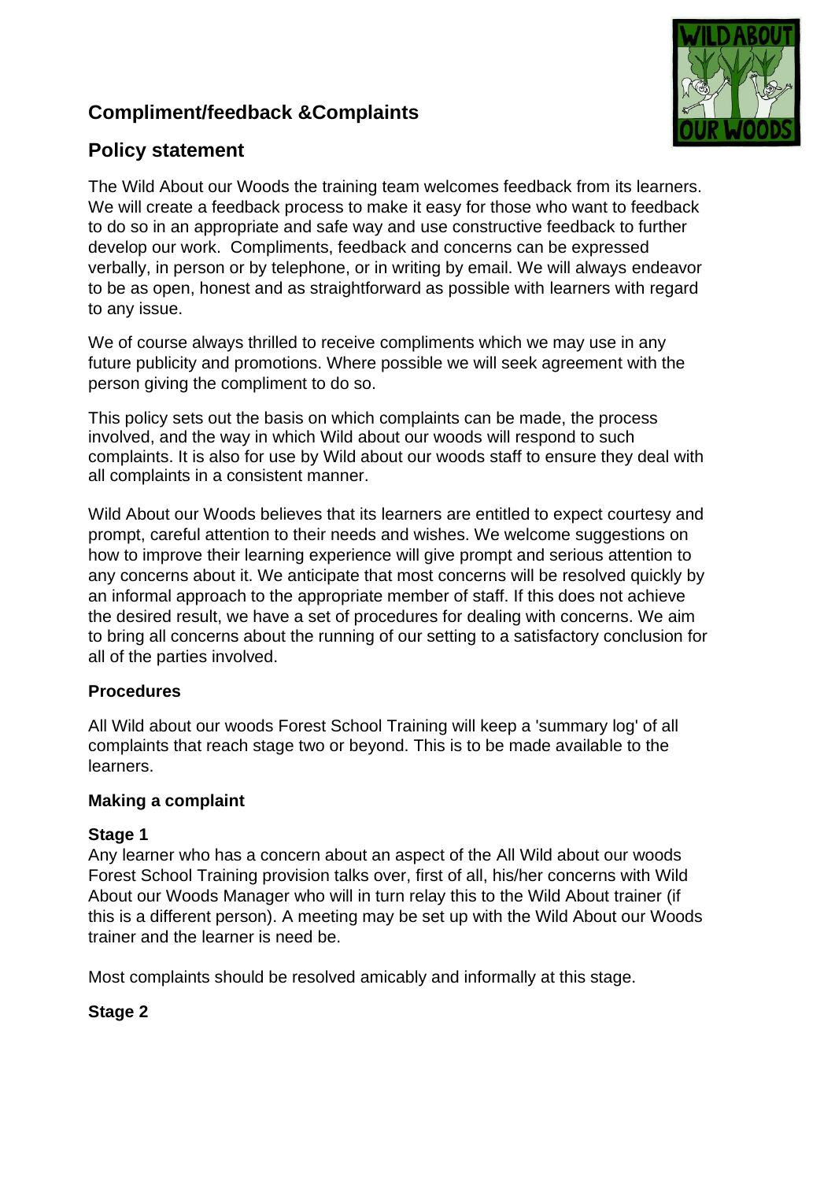## Compliment/feedback &Complaints

## Policy statement

The Wild About our Woods the training team welcomes feedback from its learners. We will create a feedback process to make it easy for those who want to feedback to do so in an appropriate and safe way and use constructive feedback to further develop our work. Compliments, feedback and concerns can be expressed verbally, in person or by telephone, or in writing by email. We will always endeavor to be as open, honest and as straightforward as possible with learners with regard to any issue.

We of course always thrilled to receive compliments which we may use in any future publicity and promotions. Where possible we will seek agreement with the person giving the compliment to do so.

This policy sets out the basis on which complaints can be made, the process involved, and the way in which Wild about our woods will respond to such complaints. It is also for use by Wild about our woods staff to ensure they deal with all complaints in a consistent manner.

Wild About our Woods believes that its learners are entitled to expect courtesy and prompt, careful attention to their needs and wishes. We welcome suggestions on how to improve their learning experience will give prompt and serious attention to any concerns about it. We anticipate that most concerns will be resolved quickly by an informal approach to the appropriate member of staff. If this does not achieve the desired result, we have a set of procedures for dealing with concerns. We aim to bring all concerns about the running of our setting to a satisfactory conclusion for all of the parties involved.

**Procedures**

All Wild about our woods Forest School Training will keep a 'summary log' of all complaints that reach stage two or beyond. This is to be made available to the learners.

**Making a complaint**

**Stage 1**

Any learner who has a concern about an aspect of the All Wild about our woods Forest School Training provision talks over, first of all, his/her concerns with Wild About our Woods Manager who will in turn relay this to the Wild About trainer (if this is a different person). A meeting may be set up with the Wild About our Woods trainer and the learner is need be.

Most complaints should be resolved amicably and informally at this stage.

**Stage 2**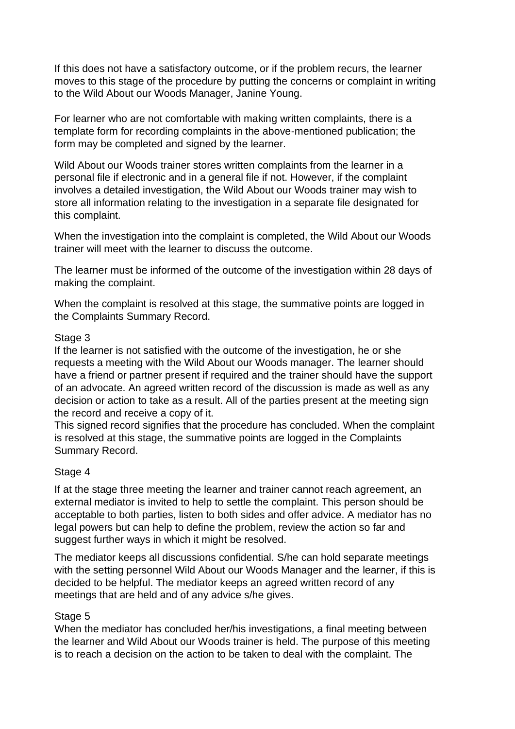If this does not have a satisfactory outcome, or if the problem recurs, the learner moves to this stage of the procedure by putting the concerns or complaint in writing to the Wild About our Woods Manager, Janine Young.

For learner who are not comfortable with making written complaints, there is a template form for recording complaints in the above-mentioned publication; the form may be completed and signed by the learner.

Wild About our Woods trainer stores written complaints from the learner in a personal file if electronic and in a general file if not. However, if the complaint involves a detailed investigation, the Wild About our Woods trainer may wish to store all information relating to the investigation in a separate file designated for this complaint.

When the investigation into the complaint is completed, the Wild About our Woods trainer will meet with the learner to discuss the outcome.

The learner must be informed of the outcome of the investigation within 28 days of making the complaint.

When the complaint is resolved at this stage, the summative points are logged in the Complaints Summary Record.

Stage 3

If the learner is not satisfied with the outcome of the investigation, he or she requests a meeting with the Wild About our Woods manager. The learner should have a friend or partner present if required and the trainer should have the support of an advocate. An agreed written record of the discussion is made as well as any decision or action to take as a result. All of the parties present at the meeting sign the record and receive a copy of it.

This signed record signifies that the procedure has concluded. When the complaint is resolved at this stage, the summative points are logged in the Complaints Summary Record.

Stage 4

If at the stage three meeting the learner and trainer cannot reach agreement, an external mediator is invited to help to settle the complaint. This person should be acceptable to both parties, listen to both sides and offer advice. A mediator has no legal powers but can help to define the problem, review the action so far and suggest further ways in which it might be resolved.

The mediator keeps all discussions confidential. S/he can hold separate meetings with the setting personnel Wild About our Woods Manager and the learner, if this is decided to be helpful. The mediator keeps an agreed written record of any meetings that are held and of any advice s/he gives.

Stage 5

When the mediator has concluded her/his investigations, a final meeting between the learner and Wild About our Woods trainer is held. The purpose of this meeting is to reach a decision on the action to be taken to deal with the complaint. The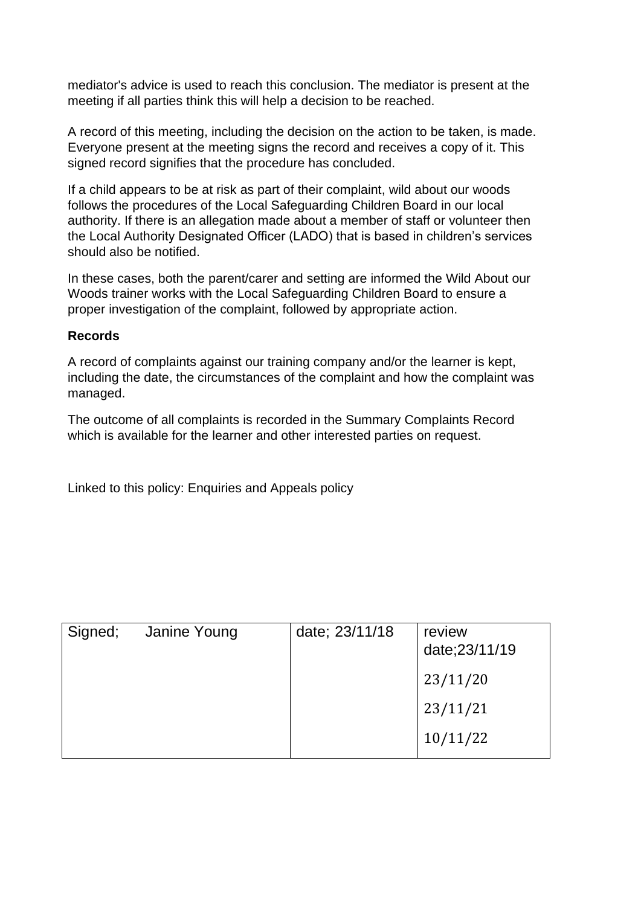mediator's advice is used to reach this conclusion. The mediator is present at the meeting if all parties think this will help a decision to be reached.

A record of this meeting, including the decision on the action to be taken, is made. Everyone present at the meeting signs the record and receives a copy of it. This signed record signifies that the procedure has concluded.

If a child appears to be at risk as part of their complaint, wild about our woods follows the procedures of the Local Safeguarding Children Board in our local authority. If there is an allegation made about a member of staff or volunteer then the Local Authority Designated Officer (LADO) that is based in children's services should also be notified.

In these cases, both the parent/carer and setting are informed the Wild About our Woods trainer works with the Local Safeguarding Children Board to ensure a proper investigation of the complaint, followed by appropriate action.

**Records**

A record of complaints against our training company and/or the learner is kept, including the date, the circumstances of the complaint and how the complaint was managed.

The outcome of all complaints is recorded in the Summary Complaints Record which is available for the learner and other interested parties on request.

Linked to this policy: Enquiries and Appeals policy

| | | |
|---|---|---|
| Signed; Janine Young | date; 23/11/18 | review date;23/11/19<br>23/11/20<br>23/11/21<br>10/11/22 |